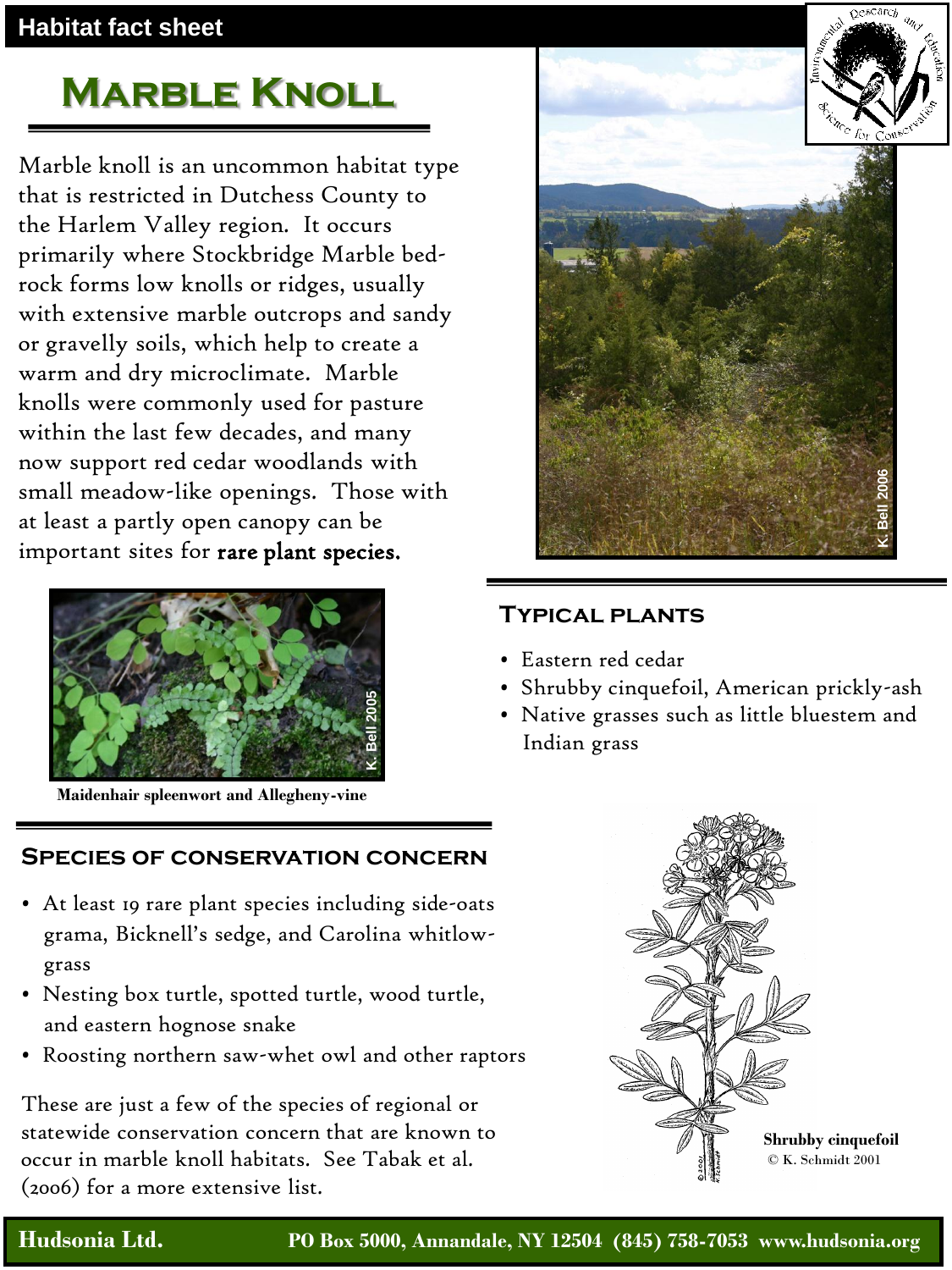Habitat fact sheet

# Marble Knoll

Marble knoll is an uncommon habitat type that is restricted in Dutchess County to the Harlem Valley region. It occurs primarily where Stockbridge Marble bed-rock forms low knolls or ridges, usually with extensive marble outcrops and sandy or gravelly soils, which help to create a warm and dry microclimate. Marble knolls were commonly used for pasture within the last few decades, and many now support red cedar woodlands with small meadow-like openings. Those with at least a partly open canopy can be important sites for **rare plant species.**

K. Bell 2006

K. Bell 2005

**Maidenhair spleenwort and Allegheny-vine**

## Typical plants

- Eastern red cedar
- Shrubby cinquefoil, American prickly-ash
- Native grasses such as little bluestem and Indian grass

## Species of conservation concern

- At least 19 rare plant species including side-oats grama, Bicknell's sedge, and Carolina whitlow-grass
- Nesting box turtle, spotted turtle, wood turtle, and eastern hognose snake
- Roosting northern saw-whet owl and other raptors

These are just a few of the species of regional or statewide conservation concern that are known to occur in marble knoll habitats. See Tabak et al. (2006) for a more extensive list.

**Shrubby cinquefoil**
© K. Schmidt 2001

**Hudsonia Ltd.** **PO Box 5000, Annandale, NY 12504 (845) 758-7053 www.hudsonia.org**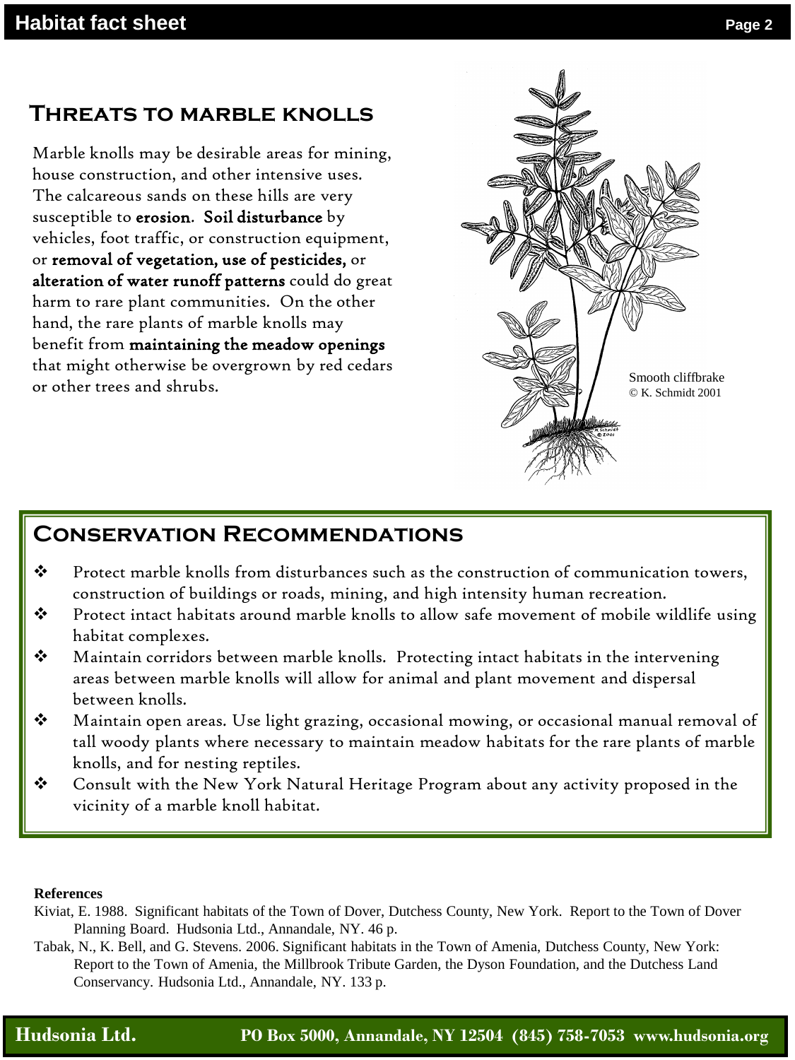## Threats to marble knolls

Marble knolls may be desirable areas for mining, house construction, and other intensive uses. The calcareous sands on these hills are very susceptible to **erosion**. **Soil disturbance** by vehicles, foot traffic, or construction equipment, or **removal of vegetation, use of pesticides,** or **alteration of water runoff patterns** could do great harm to rare plant communities. On the other hand, the rare plants of marble knolls may benefit from **maintaining the meadow openings** that might otherwise be overgrown by red cedars or other trees and shrubs.

Smooth cliffbrake
© K. Schmidt 2001

## Conservation Recommendations

- Protect marble knolls from disturbances such as the construction of communication towers, construction of buildings or roads, mining, and high intensity human recreation.
- Protect intact habitats around marble knolls to allow safe movement of mobile wildlife using habitat complexes.
- Maintain corridors between marble knolls. Protecting intact habitats in the intervening areas between marble knolls will allow for animal and plant movement and dispersal between knolls.
- Maintain open areas. Use light grazing, occasional mowing, or occasional manual removal of tall woody plants where necessary to maintain meadow habitats for the rare plants of marble knolls, and for nesting reptiles.
- Consult with the New York Natural Heritage Program about any activity proposed in the vicinity of a marble knoll habitat.

**References**

Kiviat, E. 1988. Significant habitats of the Town of Dover, Dutchess County, New York. Report to the Town of Dover Planning Board. Hudsonia Ltd., Annandale, NY. 46 p.

Tabak, N., K. Bell, and G. Stevens. 2006. Significant habitats in the Town of Amenia, Dutchess County, New York: Report to the Town of Amenia, the Millbrook Tribute Garden, the Dyson Foundation, and the Dutchess Land Conservancy. Hudsonia Ltd., Annandale, NY. 133 p.

**Hudsonia Ltd.** PO Box 5000, Annandale, NY 12504 (845) 758-7053 www.hudsonia.org